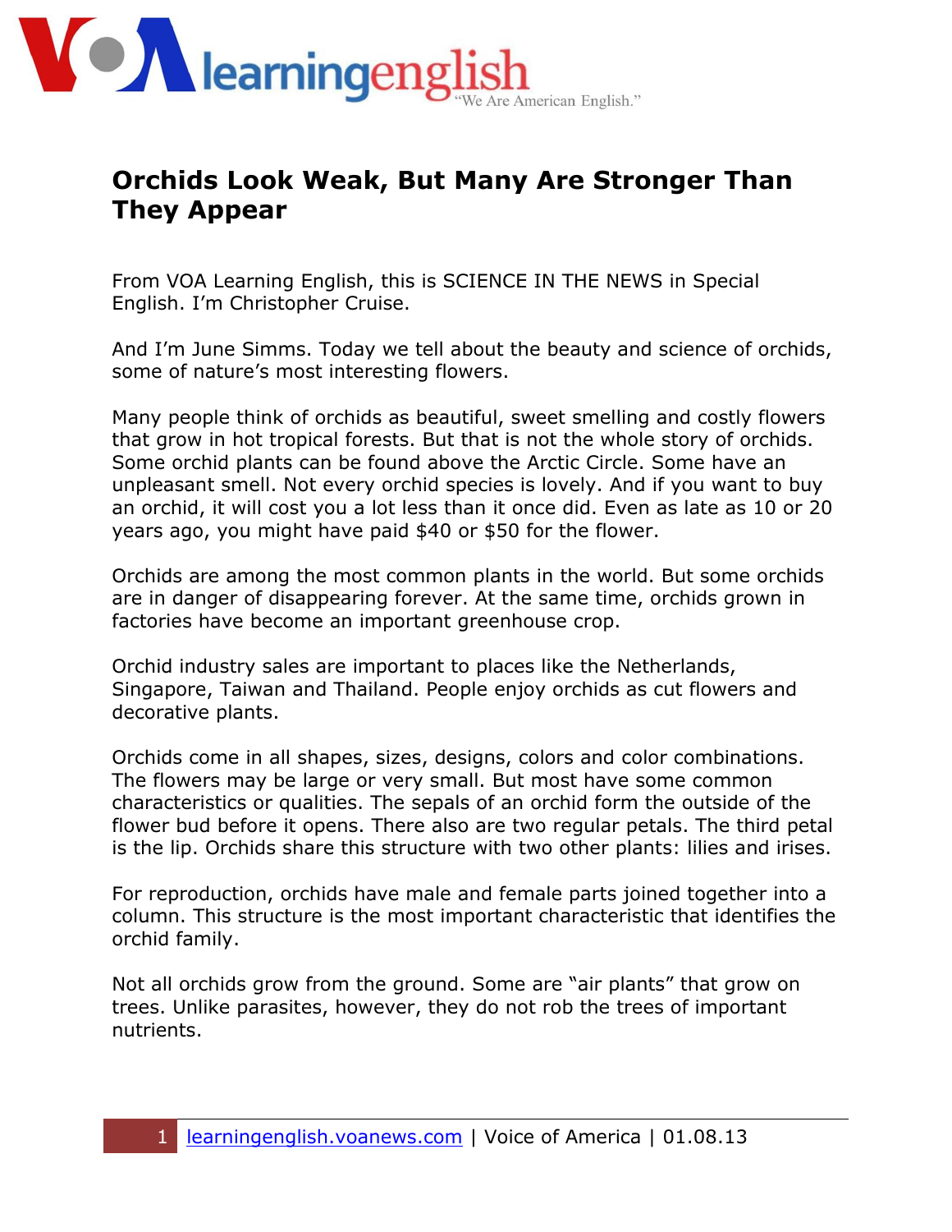# Orchids Look Weak, But Many Are Stronger Than They Appear

From VOA Learning English, this is SCIENCE IN THE NEWS in Special English. I'm Christopher Cruise.

And I'm June Simms. Today we tell about the beauty and science of orchids, some of nature's most interesting flowers.

Many people think of orchids as beautiful, sweet smelling and costly flowers that grow in hot tropical forests. But that is not the whole story of orchids. Some orchid plants can be found above the Arctic Circle. Some have an unpleasant smell. Not every orchid species is lovely. And if you want to buy an orchid, it will cost you a lot less than it once did. Even as late as 10 or 20 years ago, you might have paid $40 or $50 for the flower.

Orchids are among the most common plants in the world. But some orchids are in danger of disappearing forever. At the same time, orchids grown in factories have become an important greenhouse crop.

Orchid industry sales are important to places like the Netherlands, Singapore, Taiwan and Thailand. People enjoy orchids as cut flowers and decorative plants.

Orchids come in all shapes, sizes, designs, colors and color combinations. The flowers may be large or very small. But most have some common characteristics or qualities. The sepals of an orchid form the outside of the flower bud before it opens. There also are two regular petals. The third petal is the lip. Orchids share this structure with two other plants: lilies and irises.

For reproduction, orchids have male and female parts joined together into a column. This structure is the most important characteristic that identifies the orchid family.

Not all orchids grow from the ground. Some are "air plants" that grow on trees. Unlike parasites, however, they do not rob the trees of important nutrients.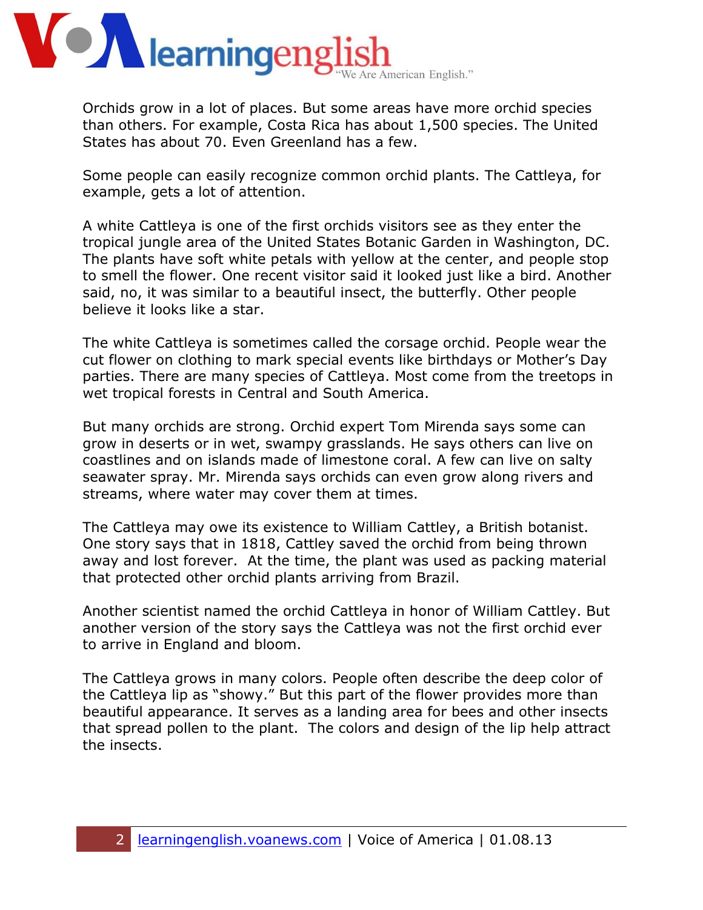Orchids grow in a lot of places. But some areas have more orchid species than others. For example, Costa Rica has about 1,500 species. The United States has about 70. Even Greenland has a few.

Some people can easily recognize common orchid plants. The Cattleya, for example, gets a lot of attention.

A white Cattleya is one of the first orchids visitors see as they enter the tropical jungle area of the United States Botanic Garden in Washington, DC. The plants have soft white petals with yellow at the center, and people stop to smell the flower. One recent visitor said it looked just like a bird. Another said, no, it was similar to a beautiful insect, the butterfly. Other people believe it looks like a star.

The white Cattleya is sometimes called the corsage orchid. People wear the cut flower on clothing to mark special events like birthdays or Mother's Day parties. There are many species of Cattleya. Most come from the treetops in wet tropical forests in Central and South America.

But many orchids are strong. Orchid expert Tom Mirenda says some can grow in deserts or in wet, swampy grasslands. He says others can live on coastlines and on islands made of limestone coral. A few can live on salty seawater spray. Mr. Mirenda says orchids can even grow along rivers and streams, where water may cover them at times.

The Cattleya may owe its existence to William Cattley, a British botanist. One story says that in 1818, Cattley saved the orchid from being thrown away and lost forever. At the time, the plant was used as packing material that protected other orchid plants arriving from Brazil.

Another scientist named the orchid Cattleya in honor of William Cattley. But another version of the story says the Cattleya was not the first orchid ever to arrive in England and bloom.

The Cattleya grows in many colors. People often describe the deep color of the Cattleya lip as "showy." But this part of the flower provides more than beautiful appearance. It serves as a landing area for bees and other insects that spread pollen to the plant. The colors and design of the lip help attract the insects.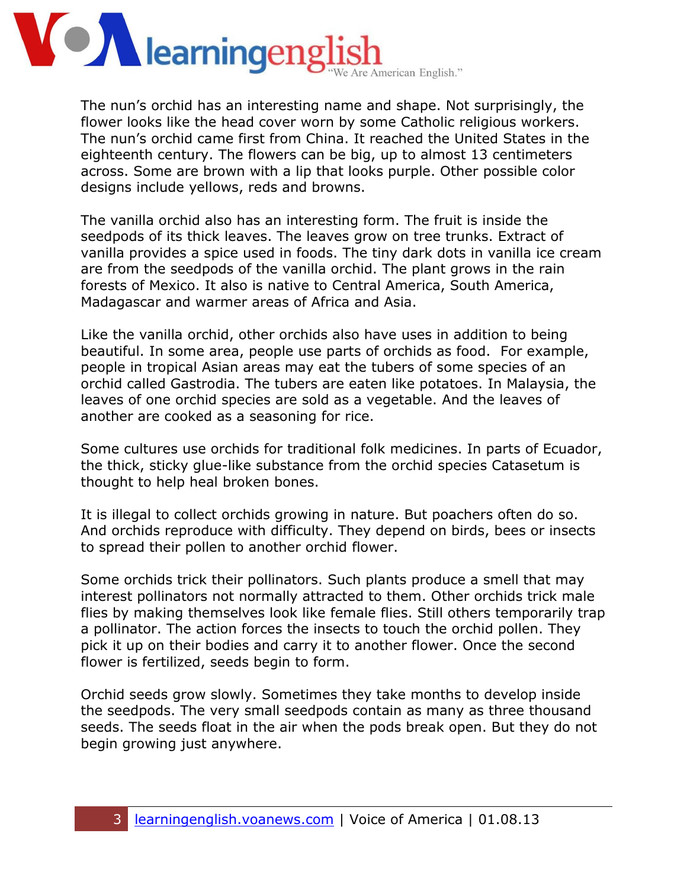The nun's orchid has an interesting name and shape. Not surprisingly, the flower looks like the head cover worn by some Catholic religious workers. The nun's orchid came first from China. It reached the United States in the eighteenth century. The flowers can be big, up to almost 13 centimeters across. Some are brown with a lip that looks purple. Other possible color designs include yellows, reds and browns.

The vanilla orchid also has an interesting form. The fruit is inside the seedpods of its thick leaves. The leaves grow on tree trunks. Extract of vanilla provides a spice used in foods. The tiny dark dots in vanilla ice cream are from the seedpods of the vanilla orchid. The plant grows in the rain forests of Mexico. It also is native to Central America, South America, Madagascar and warmer areas of Africa and Asia.

Like the vanilla orchid, other orchids also have uses in addition to being beautiful. In some area, people use parts of orchids as food. For example, people in tropical Asian areas may eat the tubers of some species of an orchid called Gastrodia. The tubers are eaten like potatoes. In Malaysia, the leaves of one orchid species are sold as a vegetable. And the leaves of another are cooked as a seasoning for rice.

Some cultures use orchids for traditional folk medicines. In parts of Ecuador, the thick, sticky glue-like substance from the orchid species Catasetum is thought to help heal broken bones.

It is illegal to collect orchids growing in nature. But poachers often do so. And orchids reproduce with difficulty. They depend on birds, bees or insects to spread their pollen to another orchid flower.

Some orchids trick their pollinators. Such plants produce a smell that may interest pollinators not normally attracted to them. Other orchids trick male flies by making themselves look like female flies. Still others temporarily trap a pollinator. The action forces the insects to touch the orchid pollen. They pick it up on their bodies and carry it to another flower. Once the second flower is fertilized, seeds begin to form.

Orchid seeds grow slowly. Sometimes they take months to develop inside the seedpods. The very small seedpods contain as many as three thousand seeds. The seeds float in the air when the pods break open. But they do not begin growing just anywhere.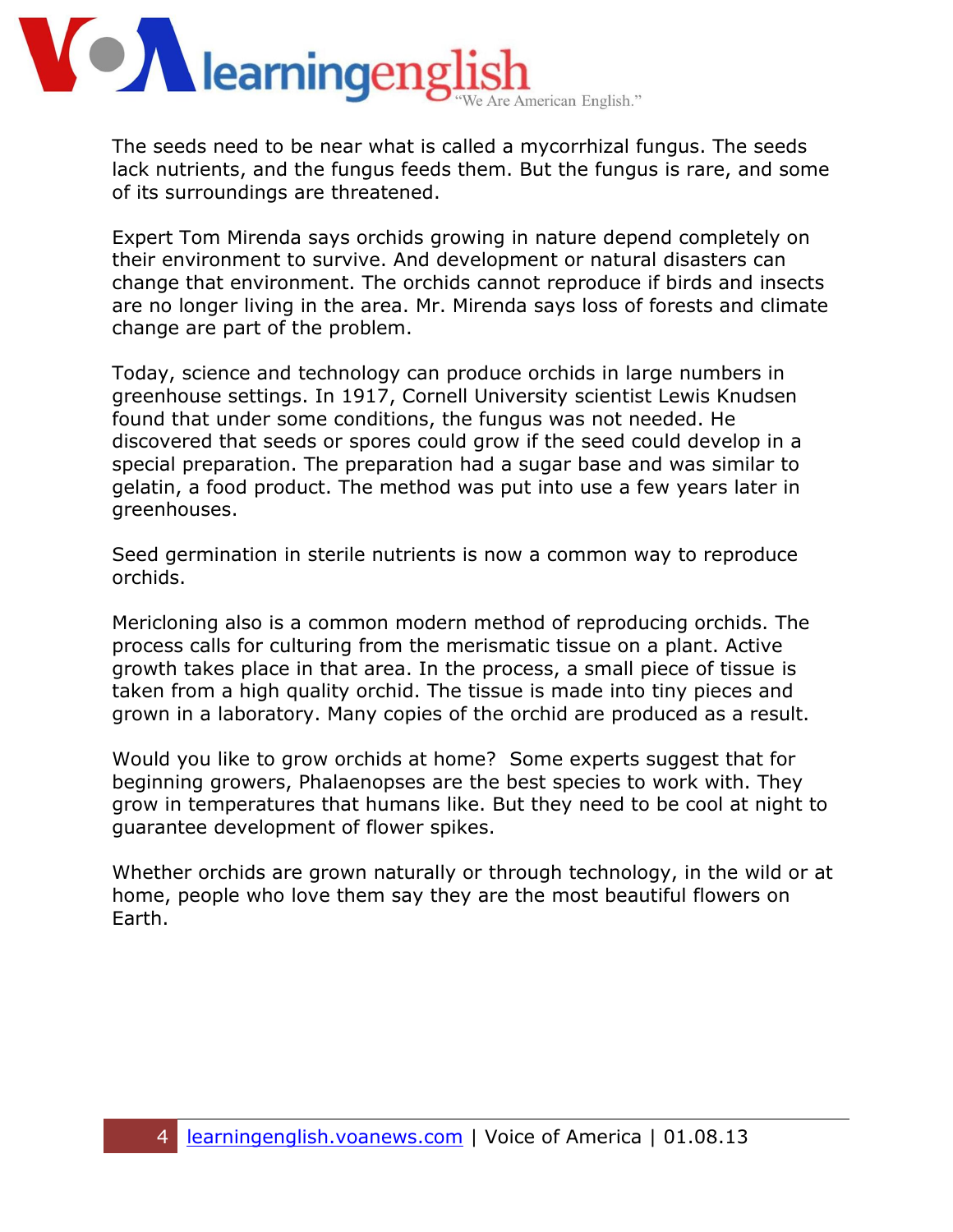The seeds need to be near what is called a mycorrhizal fungus. The seeds lack nutrients, and the fungus feeds them. But the fungus is rare, and some of its surroundings are threatened.

Expert Tom Mirenda says orchids growing in nature depend completely on their environment to survive. And development or natural disasters can change that environment. The orchids cannot reproduce if birds and insects are no longer living in the area. Mr. Mirenda says loss of forests and climate change are part of the problem.

Today, science and technology can produce orchids in large numbers in greenhouse settings. In 1917, Cornell University scientist Lewis Knudsen found that under some conditions, the fungus was not needed. He discovered that seeds or spores could grow if the seed could develop in a special preparation. The preparation had a sugar base and was similar to gelatin, a food product. The method was put into use a few years later in greenhouses.

Seed germination in sterile nutrients is now a common way to reproduce orchids.

Mericloning also is a common modern method of reproducing orchids. The process calls for culturing from the merismatic tissue on a plant. Active growth takes place in that area. In the process, a small piece of tissue is taken from a high quality orchid. The tissue is made into tiny pieces and grown in a laboratory. Many copies of the orchid are produced as a result.

Would you like to grow orchids at home?  Some experts suggest that for beginning growers, Phalaenopses are the best species to work with. They grow in temperatures that humans like. But they need to be cool at night to guarantee development of flower spikes.

Whether orchids are grown naturally or through technology, in the wild or at home, people who love them say they are the most beautiful flowers on Earth.